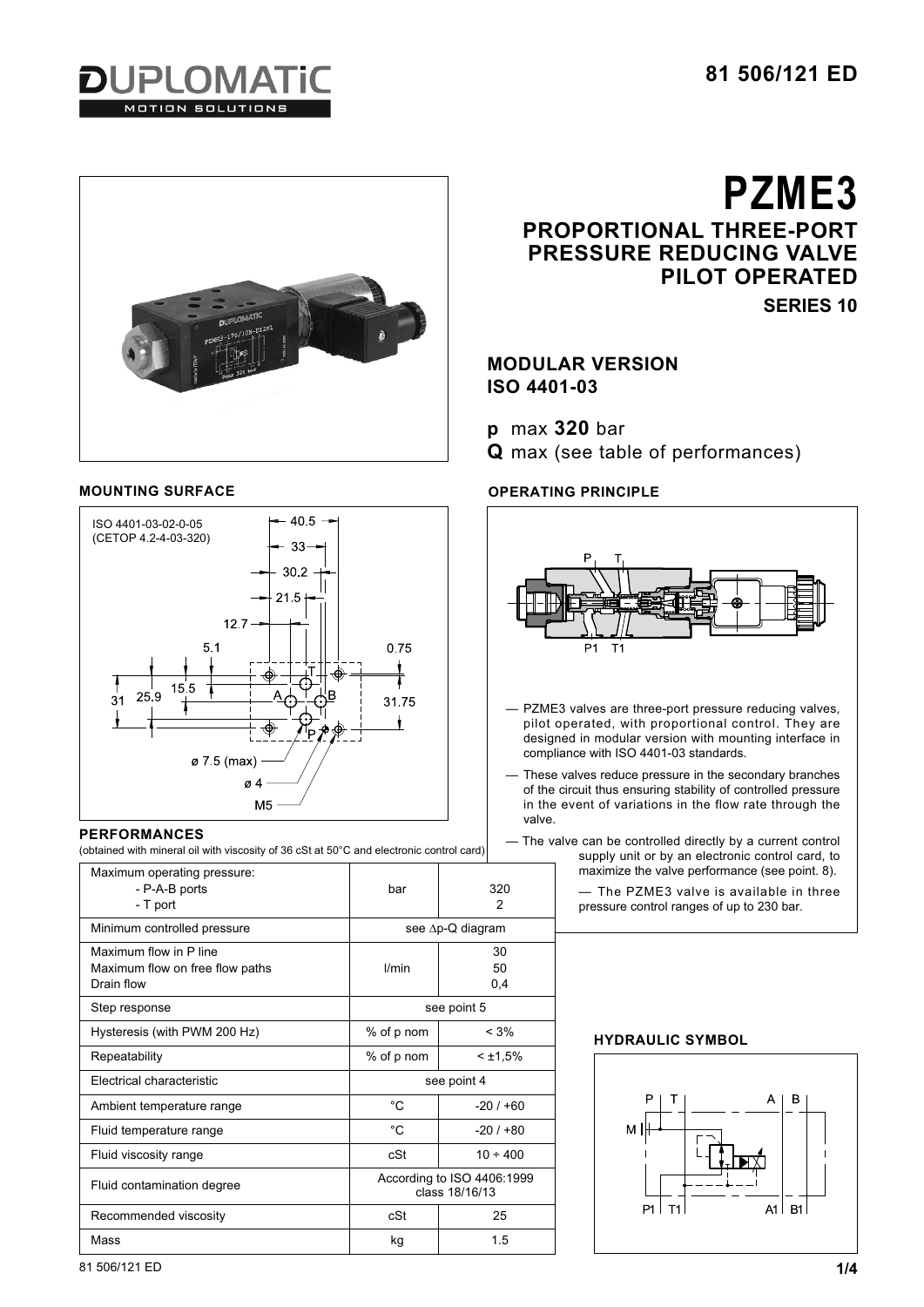# PZME3

## PROPORTIONAL THREE-PORT PRESSURE REDUCING VALVE PILOT OPERATED

**SERIES 10**

## MODULAR VERSION ISO 4401-03

**p** max **320** bar
**Q** max (see table of performances)

### MOUNTING SURFACE

ISO 4401-03-02-0-05
(CETOP 4.2-4-03-320)

### OPERATING PRINCIPLE

- PZME3 valves are three-port pressure reducing valves, pilot operated, with proportional control. They are designed in modular version with mounting interface in compliance with ISO 4401-03 standards.
- These valves reduce pressure in the secondary branches of the circuit thus ensuring stability of controlled pressure in the event of variations in the flow rate through the valve.
- The valve can be controlled directly by a current control supply unit or by an electronic control card, to maximize the valve performance (see point. 8).
- The PZME3 valve is available in three pressure control ranges of up to 230 bar.

### PERFORMANCES

(obtained with mineral oil with viscosity of 36 cSt at 50°C and electronic control card)

| | | |
|---|---|---|
| Maximum operating pressure:<br>- P-A-B ports<br>- T port | bar | 320<br>2 |
| Minimum controlled pressure | see Δp-Q diagram | |
| Maximum flow in P line<br>Maximum flow on free flow paths<br>Drain flow | l/min | 30<br>50<br>0,4 |
| Step response | see point 5 | |
| Hysteresis (with PWM 200 Hz) | % of p nom | < 3% |
| Repeatability | % of p nom | < ±1,5% |
| Electrical characteristic | see point 4 | |
| Ambient temperature range | °C | -20 / +60 |
| Fluid temperature range | °C | -20 / +80 |
| Fluid viscosity range | cSt | 10 ÷ 400 |
| Fluid contamination degree | According to ISO 4406:1999 class 18/16/13 | |
| Recommended viscosity | cSt | 25 |
| Mass | kg | 1.5 |

### HYDRAULIC SYMBOL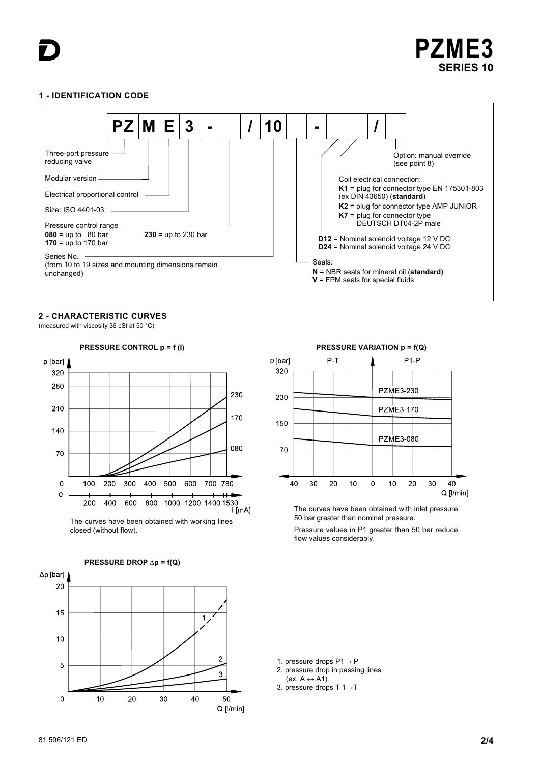# PZME3
## SERIES 10

### 1 - IDENTIFICATION CODE

| PZ | M | E | 3 | - | | / | 10 | | - | | | / | |
|---|---|---|---|---|---|---|---|---|---|---|---|---|---|

- Three-port pressure reducing valve
- Modular version
- Electrical proportional control
- Size: ISO 4401-03
- Pressure control range
  - **080** = up to 80 bar
  - **170** = up to 170 bar
  - **230** = up to 230 bar
- Series No. (from 10 to 19 sizes and mounting dimensions remain unchanged)
- Seals:
  - **N** = NBR seals for mineral oil (**standard**)
  - **V** = FPM seals for special fluids
- **D12** = Nominal solenoid voltage 12 V DC
- **D24** = Nominal solenoid voltage 24 V DC
- Coil electrical connection:
  - **K1** = plug for connector type EN 175301-803 (ex DIN 43650) (**standard**)
  - **K2** = plug for connector type AMP JUNIOR
  - **K7** = plug for connector type DEUTSCH DT04-2P male
- Option: manual override (see point 8)

### 2 - CHARACTERISTIC CURVES

(measured with viscosity 36 cSt at 50 °C)

**PRESSURE CONTROL p = f (I)**

The curves have been obtained with working lines closed (without flow).

**PRESSURE VARIATION p = f(Q)**

The curves have been obtained with inlet pressure 50 bar greater than nominal pressure.

Pressure values in P1 greater than 50 bar reduce flow values considerably.

**PRESSURE DROP ∆p = f(Q)**

1. pressure drops P1→ P
2. pressure drop in passing lines (ex. A ↔ A1)
3. pressure drops T 1→T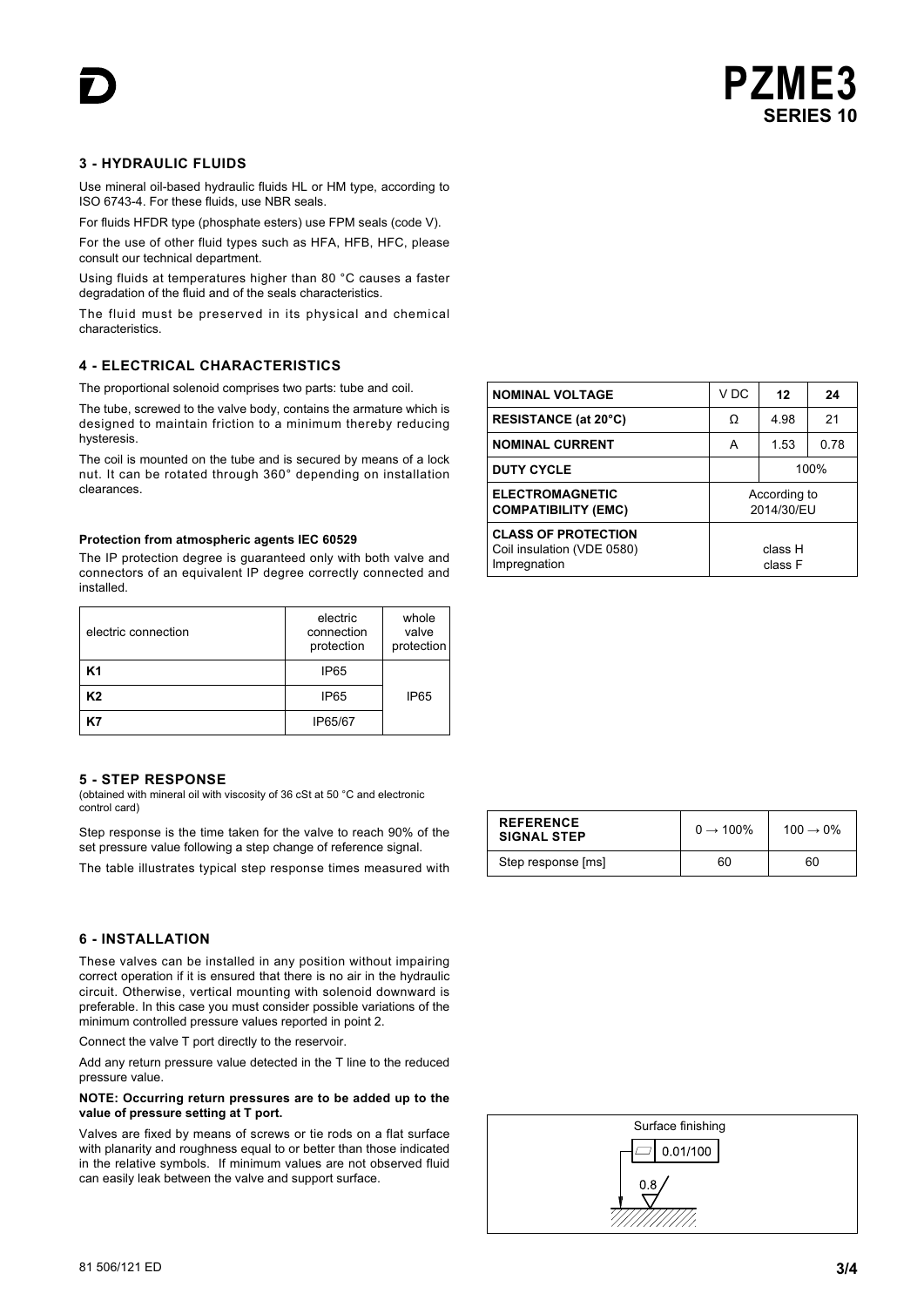## 3 - HYDRAULIC FLUIDS

Use mineral oil-based hydraulic fluids HL or HM type, according to ISO 6743-4. For these fluids, use NBR seals.

For fluids HFDR type (phosphate esters) use FPM seals (code V).

For the use of other fluid types such as HFA, HFB, HFC, please consult our technical department.

Using fluids at temperatures higher than 80 °C causes a faster degradation of the fluid and of the seals characteristics.

The fluid must be preserved in its physical and chemical characteristics.

## 4 - ELECTRICAL CHARACTERISTICS

The proportional solenoid comprises two parts: tube and coil.

The tube, screwed to the valve body, contains the armature which is designed to maintain friction to a minimum thereby reducing hysteresis.

The coil is mounted on the tube and is secured by means of a lock nut. It can be rotated through 360° depending on installation clearances.

| NOMINAL VOLTAGE | V DC | 12 | 24 |
|---|---|---|---|
| RESISTANCE (at 20°C) | Ω | 4.98 | 21 |
| NOMINAL CURRENT | A | 1.53 | 0.78 |
| DUTY CYCLE | | 100% | |
| ELECTROMAGNETIC COMPATIBILITY (EMC) | According to 2014/30/EU | | |
| CLASS OF PROTECTION<br>Coil insulation (VDE 0580)<br>Impregnation | <br>class H<br>class F | | |

**Protection from atmospheric agents IEC 60529**

The IP protection degree is guaranteed only with both valve and connectors of an equivalent IP degree correctly connected and installed.

| electric connection | electric connection protection | whole valve protection |
|---|---|---|
| **K1** | IP65 | IP65 |
| **K2** | IP65 | |
| **K7** | IP65/67 | |

## 5 - STEP RESPONSE

(obtained with mineral oil with viscosity of 36 cSt at 50 °C and electronic control card)

Step response is the time taken for the valve to reach 90% of the set pressure value following a step change of reference signal.

The table illustrates typical step response times measured with

| REFERENCE SIGNAL STEP | 0 → 100% | 100 → 0% |
|---|---|---|
| Step response [ms] | 60 | 60 |

## 6 - INSTALLATION

These valves can be installed in any position without impairing correct operation if it is ensured that there is no air in the hydraulic circuit. Otherwise, vertical mounting with solenoid downward is preferable. In this case you must consider possible variations of the minimum controlled pressure values reported in point 2.

Connect the valve T port directly to the reservoir.

Add any return pressure value detected in the T line to the reduced pressure value.

**NOTE: Occurring return pressures are to be added up to the value of pressure setting at T port.**

Valves are fixed by means of screws or tie rods on a flat surface with planarity and roughness equal to or better than those indicated in the relative symbols. If minimum values are not observed fluid can easily leak between the valve and support surface.

Surface finishing

0.01/100

0.8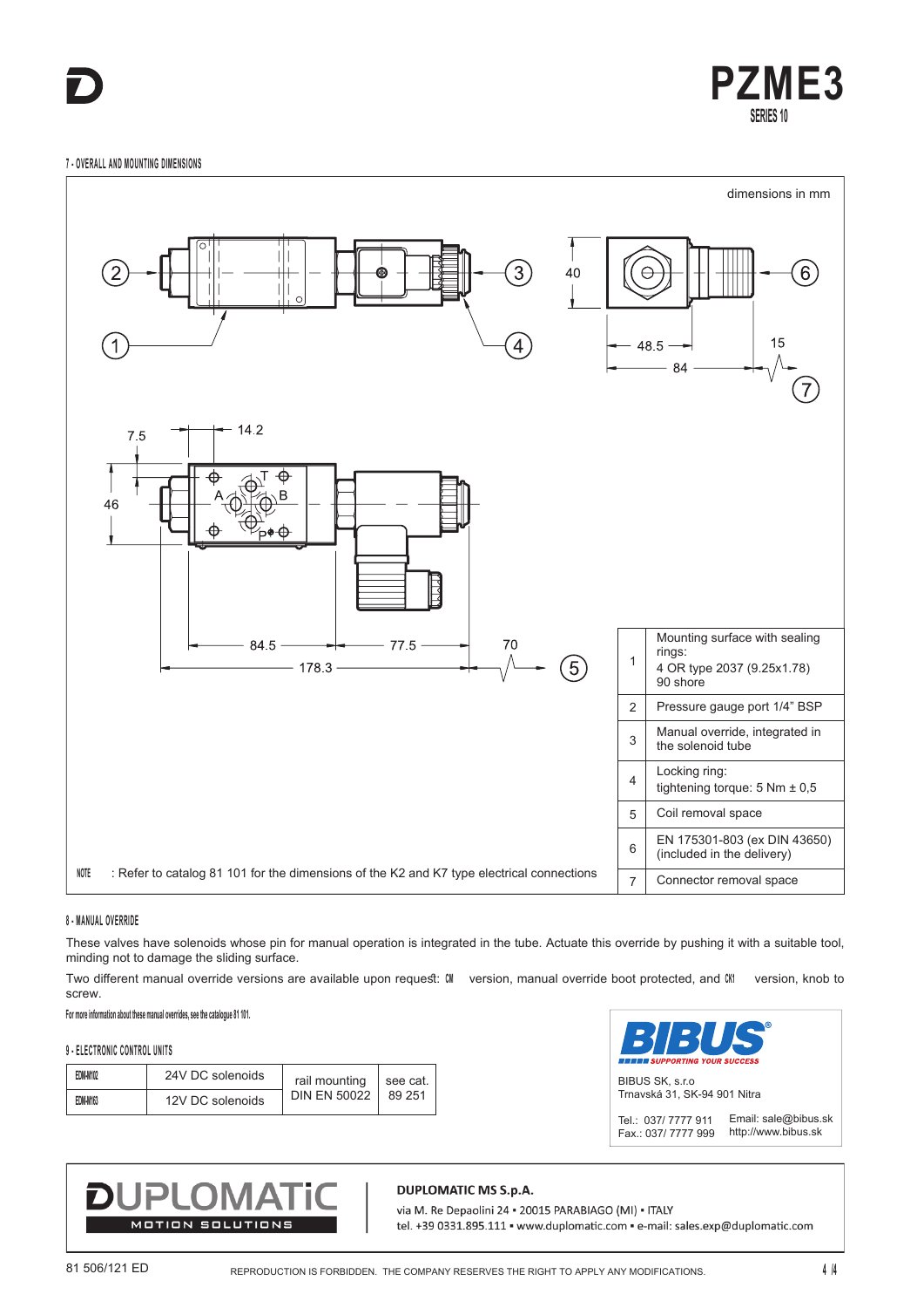## 7 - OVERALL AND MOUNTING DIMENSIONS

dimensions in mm

2
1
3
4
40
6
48.5
84
15
7
7.5
14.2
46
T
A
B
P
84.5
77.5
70
178.3
5

| | | |
|---|---|---|
| 1 | Mounting surface with sealing rings: 4 OR type 2037 (9.25x1.78) 90 shore |
| 2 | Pressure gauge port 1/4" BSP |
| 3 | Manual override, integrated in the solenoid tube |
| 4 | Locking ring: tightening torque: 5 Nm ± 0,5 |
| 5 | Coil removal space |
| 6 | EN 175301-803 (ex DIN 43650) (included in the delivery) |
| 7 | Connector removal space |

NOTE : Refer to catalog 81 101 for the dimensions of the K2 and K7 type electrical connections

## 8 - MANUAL OVERRIDE

These valves have solenoids whose pin for manual operation is integrated in the tube. Actuate this override by pushing it with a suitable tool, minding not to damage the sliding surface.

Two different manual override versions are available upon request: CM version, manual override boot protected, and CK1 version, knob to screw.

For more information about these manual overrides, see the catalogue 81 101.

## 9 - ELECTRONIC CONTROL UNITS

| | | | |
|---|---|---|---|
| EDM-M102 | 24V DC solenoids | rail mounting DIN EN 50022 | see cat. 89 251 |
| EDM-M103 | 12V DC solenoids | | |

BIBUS
SUPPORTING YOUR SUCCESS
BIBUS SK, s.r.o
Trnavská 31, SK-94 901 Nitra
Tel.: 037/ 7777 911
Fax.: 037/ 7777 999
Email: sale@bibus.sk
http://www.bibus.sk

DUPLOMATIC MOTION SOLUTIONS

**DUPLOMATIC MS S.p.A.**
via M. Re Depaolini 24 • 20015 PARABIAGO (MI) • ITALY
tel. +39 0331.895.111 • www.duplomatic.com • e-mail: sales.exp@duplomatic.com

81 506/121 ED

REPRODUCTION IS FORBIDDEN. THE COMPANY RESERVES THE RIGHT TO APPLY ANY MODIFICATIONS.